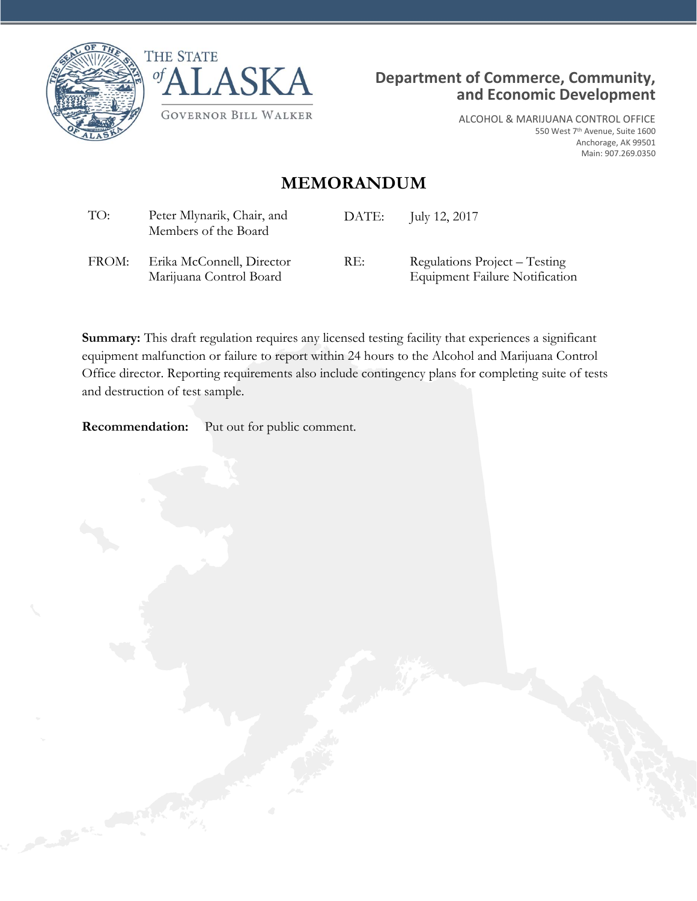THE STATE of ALASKA

GOVERNOR BILL WALKER

**Department of Commerce, Community, and Economic Development**

ALCOHOL & MARIJUANA CONTROL OFFICE
550 West 7th Avenue, Suite 1600
Anchorage, AK 99501
Main: 907.269.0350

# MEMORANDUM

| | | | |
|---|---|---|---|
| TO: | Peter Mlynarik, Chair, and Members of the Board | DATE: | July 12, 2017 |
| FROM: | Erika McConnell, Director Marijuana Control Board | RE: | Regulations Project – Testing Equipment Failure Notification |

**Summary:** This draft regulation requires any licensed testing facility that experiences a significant equipment malfunction or failure to report within 24 hours to the Alcohol and Marijuana Control Office director. Reporting requirements also include contingency plans for completing suite of tests and destruction of test sample.

**Recommendation:** Put out for public comment.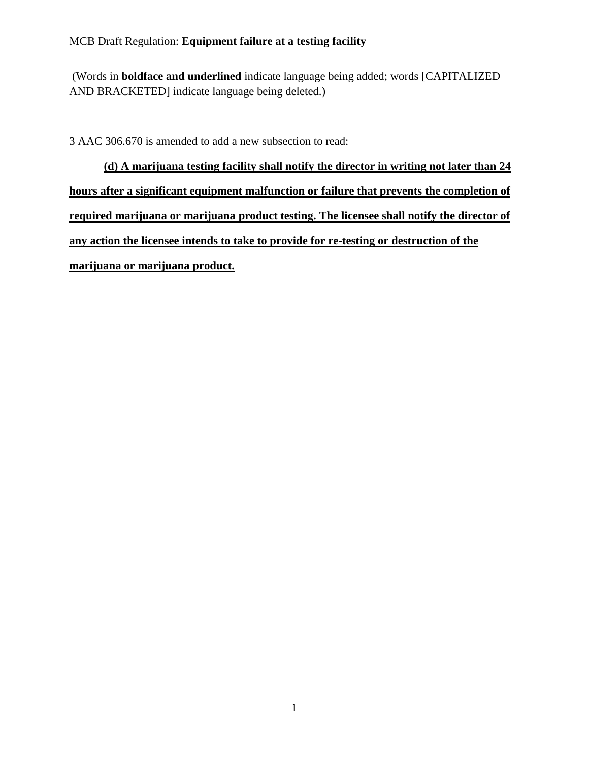MCB Draft Regulation: **Equipment failure at a testing facility**

(Words in **boldface and underlined** indicate language being added; words [CAPITALIZED AND BRACKETED] indicate language being deleted.)

3 AAC 306.670 is amended to add a new subsection to read:

**<u>(d) A marijuana testing facility shall notify the director in writing not later than 24 hours after a significant equipment malfunction or failure that prevents the completion of required marijuana or marijuana product testing. The licensee shall notify the director of any action the licensee intends to take to provide for re-testing or destruction of the marijuana or marijuana product.</u>**